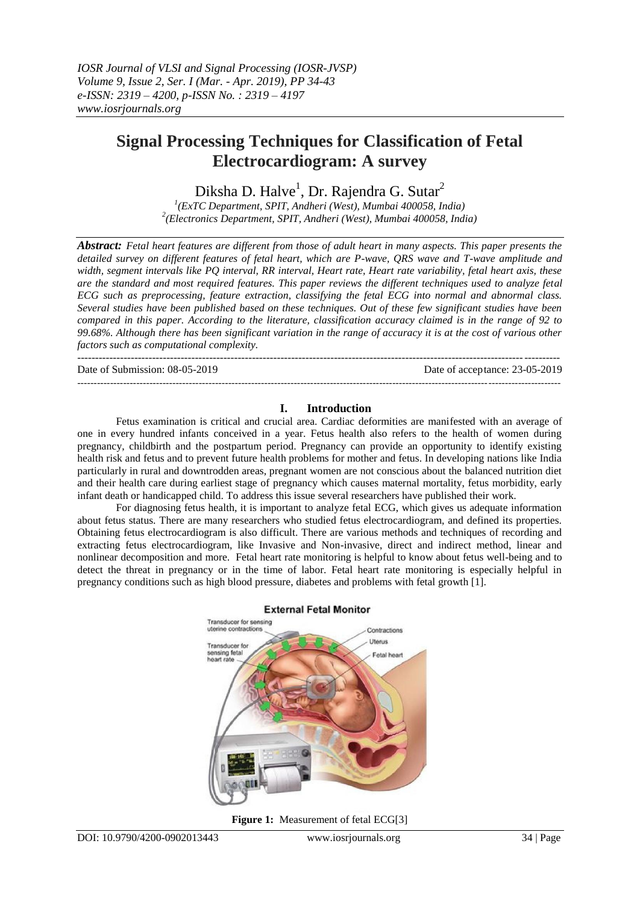# Signal Processing Techniques for Classification of Fetal Electrocardiogram: A survey

Diksha D. Halve[1], Dr. Rajendra G. Sutar[2]

[1](ExTC Department, SPIT, Andheri (West), Mumbai 400058, India)
[2](Electronics Department, SPIT, Andheri (West), Mumbai 400058, India)

***Abstract:*** *Fetal heart features are different from those of adult heart in many aspects. This paper presents the detailed survey on different features of fetal heart, which are P-wave, QRS wave and T-wave amplitude and width, segment intervals like PQ interval, RR interval, Heart rate, Heart rate variability, fetal heart axis, these are the standard and most required features. This paper reviews the different techniques used to analyze fetal ECG such as preprocessing, feature extraction, classifying the fetal ECG into normal and abnormal class. Several studies have been published based on these techniques. Out of these few significant studies have been compared in this paper. According to the literature, classification accuracy claimed is in the range of 92 to 99.68%. Although there has been significant variation in the range of accuracy it is at the cost of various other factors such as computational complexity.*

Date of Submission: 08-05-2019 | Date of acceptance: 23-05-2019

## I. Introduction

Fetus examination is critical and crucial area. Cardiac deformities are manifested with an average of one in every hundred infants conceived in a year. Fetus health also refers to the health of women during pregnancy, childbirth and the postpartum period. Pregnancy can provide an opportunity to identify existing health risk and fetus and to prevent future health problems for mother and fetus. In developing nations like India particularly in rural and downtrodden areas, pregnant women are not conscious about the balanced nutrition diet and their health care during earliest stage of pregnancy which causes maternal mortality, fetus morbidity, early infant death or handicapped child. To address this issue several researchers have published their work.

For diagnosing fetus health, it is important to analyze fetal ECG, which gives us adequate information about fetus status. There are many researchers who studied fetus electrocardiogram, and defined its properties. Obtaining fetus electrocardiogram is also difficult. There are various methods and techniques of recording and extracting fetus electrocardiogram, like Invasive and Non-invasive, direct and indirect method, linear and nonlinear decomposition and more. Fetal heart rate monitoring is helpful to know about fetus well-being and to detect the threat in pregnancy or in the time of labor. Fetal heart rate monitoring is especially helpful in pregnancy conditions such as high blood pressure, diabetes and problems with fetal growth [1].

**Figure 1:** Measurement of fetal ECG[3]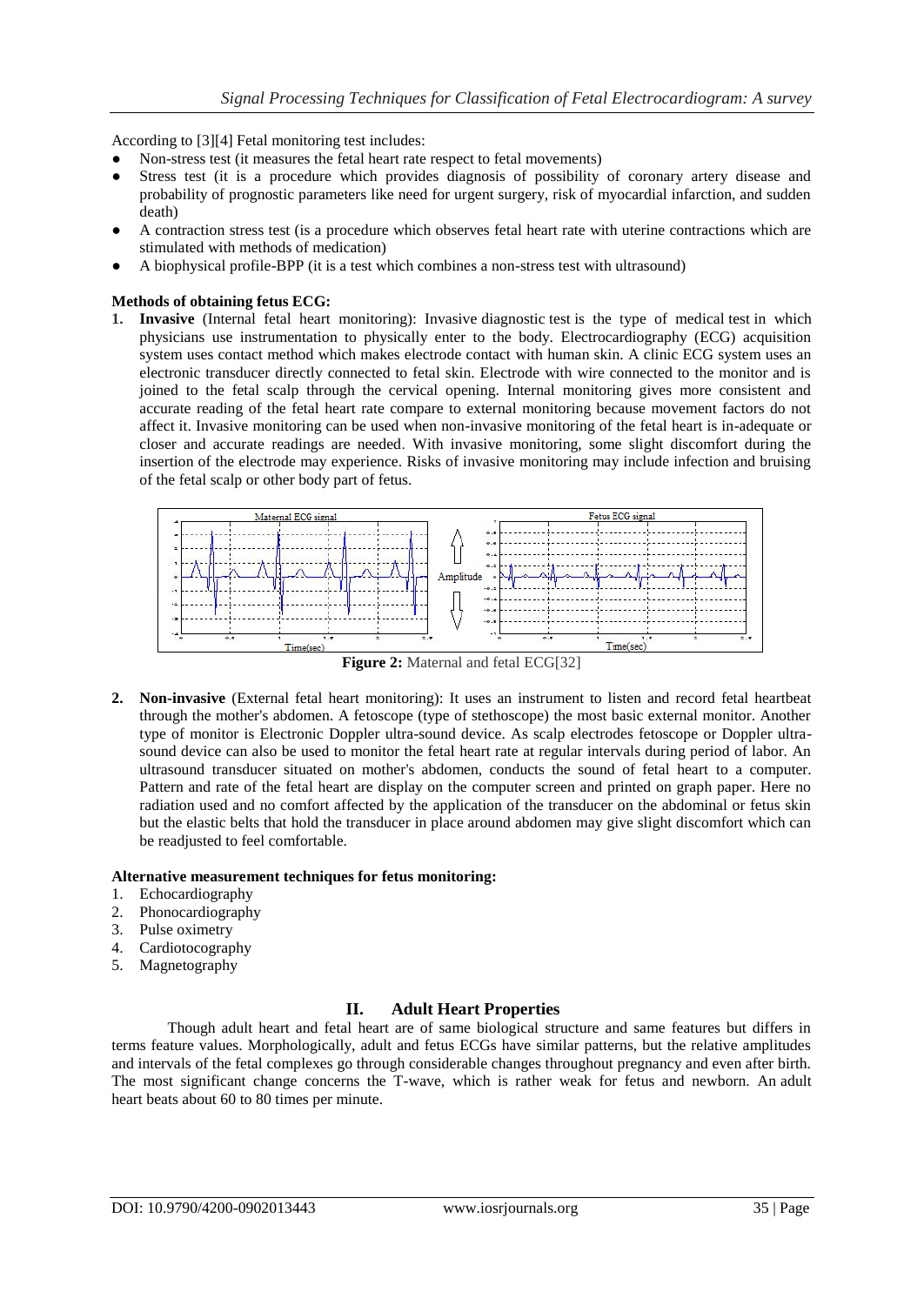According to [3][4] Fetal monitoring test includes:

- Non-stress test (it measures the fetal heart rate respect to fetal movements)
- Stress test (it is a procedure which provides diagnosis of possibility of coronary artery disease and probability of prognostic parameters like need for urgent surgery, risk of myocardial infarction, and sudden death)
- A contraction stress test (is a procedure which observes fetal heart rate with uterine contractions which are stimulated with methods of medication)
- A biophysical profile-BPP (it is a test which combines a non-stress test with ultrasound)

**Methods of obtaining fetus ECG:**

1. **Invasive** (Internal fetal heart monitoring): Invasive diagnostic test is the type of medical test in which physicians use instrumentation to physically enter to the body. Electrocardiography (ECG) acquisition system uses contact method which makes electrode contact with human skin. A clinic ECG system uses an electronic transducer directly connected to fetal skin. Electrode with wire connected to the monitor and is joined to the fetal scalp through the cervical opening. Internal monitoring gives more consistent and accurate reading of the fetal heart rate compare to external monitoring because movement factors do not affect it. Invasive monitoring can be used when non-invasive monitoring of the fetal heart is in-adequate or closer and accurate readings are needed. With invasive monitoring, some slight discomfort during the insertion of the electrode may experience. Risks of invasive monitoring may include infection and bruising of the fetal scalp or other body part of fetus.

**Figure 2:** Maternal and fetal ECG[32]

2. **Non-invasive** (External fetal heart monitoring): It uses an instrument to listen and record fetal heartbeat through the mother's abdomen. A fetoscope (type of stethoscope) the most basic external monitor. Another type of monitor is Electronic Doppler ultra-sound device. As scalp electrodes fetoscope or Doppler ultra-sound device can also be used to monitor the fetal heart rate at regular intervals during period of labor. An ultrasound transducer situated on mother's abdomen, conducts the sound of fetal heart to a computer. Pattern and rate of the fetal heart are display on the computer screen and printed on graph paper. Here no radiation used and no comfort affected by the application of the transducer on the abdominal or fetus skin but the elastic belts that hold the transducer in place around abdomen may give slight discomfort which can be readjusted to feel comfortable.

**Alternative measurement techniques for fetus monitoring:**

1. Echocardiography
2. Phonocardiography
3. Pulse oximetry
4. Cardiotocography
5. Magnetography

## II. Adult Heart Properties

Though adult heart and fetal heart are of same biological structure and same features but differs in terms feature values. Morphologically, adult and fetus ECGs have similar patterns, but the relative amplitudes and intervals of the fetal complexes go through considerable changes throughout pregnancy and even after birth. The most significant change concerns the T-wave, which is rather weak for fetus and newborn. An adult heart beats about 60 to 80 times per minute.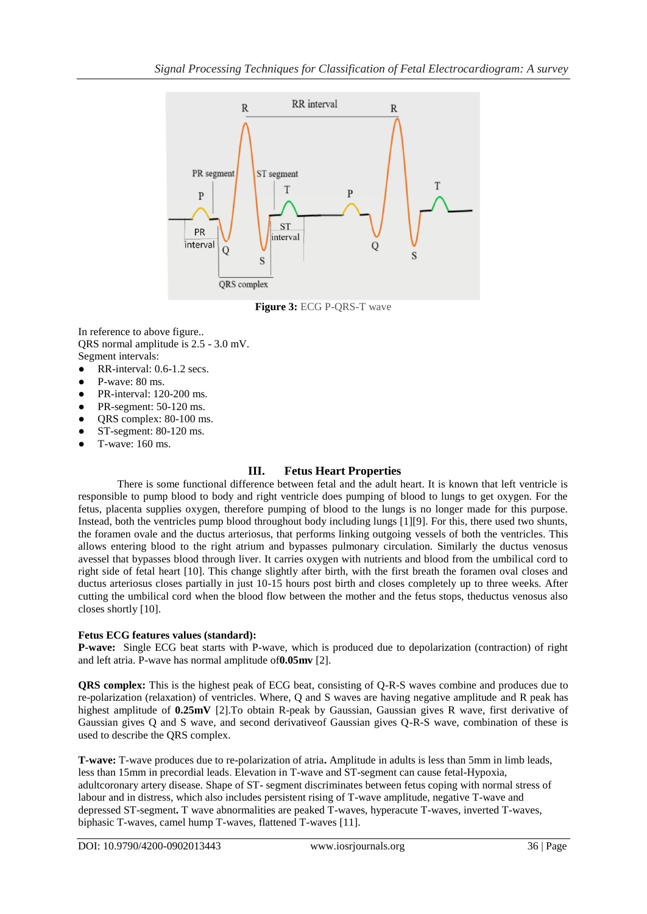**Figure 3:** ECG P-QRS-T wave

In reference to above figure..
QRS normal amplitude is 2.5 - 3.0 mV.
Segment intervals:

- RR-interval: 0.6-1.2 secs.
- P-wave: 80 ms.
- PR-interval: 120-200 ms.
- PR-segment: 50-120 ms.
- QRS complex: 80-100 ms.
- ST-segment: 80-120 ms.
- T-wave: 160 ms.

## III. Fetus Heart Properties

There is some functional difference between fetal and the adult heart. It is known that left ventricle is responsible to pump blood to body and right ventricle does pumping of blood to lungs to get oxygen. For the fetus, placenta supplies oxygen, therefore pumping of blood to the lungs is no longer made for this purpose. Instead, both the ventricles pump blood throughout body including lungs [1][9]. For this, there used two shunts, the foramen ovale and the ductus arteriosus, that performs linking outgoing vessels of both the ventricles. This allows entering blood to the right atrium and bypasses pulmonary circulation. Similarly the ductus venosus avessel that bypasses blood through liver. It carries oxygen with nutrients and blood from the umbilical cord to right side of fetal heart [10]. This change slightly after birth, with the first breath the foramen oval closes and ductus arteriosus closes partially in just 10-15 hours post birth and closes completely up to three weeks. After cutting the umbilical cord when the blood flow between the mother and the fetus stops, theductus venosus also closes shortly [10].

**Fetus ECG features values (standard):**

**P-wave:** Single ECG beat starts with P-wave, which is produced due to depolarization (contraction) of right and left atria. P-wave has normal amplitude of**0.05mv** [2].

**QRS complex:** This is the highest peak of ECG beat, consisting of Q-R-S waves combine and produces due to re-polarization (relaxation) of ventricles. Where, Q and S waves are having negative amplitude and R peak has highest amplitude of **0.25mV** [2].To obtain R-peak by Gaussian, Gaussian gives R wave, first derivative of Gaussian gives Q and S wave, and second derivativeof Gaussian gives Q-R-S wave, combination of these is used to describe the QRS complex.

**T-wave:** T-wave produces due to re-polarization of atria**.** Amplitude in adults is less than 5mm in limb leads, less than 15mm in precordial leads. Elevation in T-wave and ST-segment can cause fetal-Hypoxia, adultcoronary artery disease. Shape of ST- segment discriminates between fetus coping with normal stress of labour and in distress, which also includes persistent rising of T-wave amplitude, negative T-wave and depressed ST-segment**.** T wave abnormalities are peaked T-waves, hyperacute T-waves, inverted T-waves, biphasic T-waves, camel hump T-waves, flattened T-waves [11].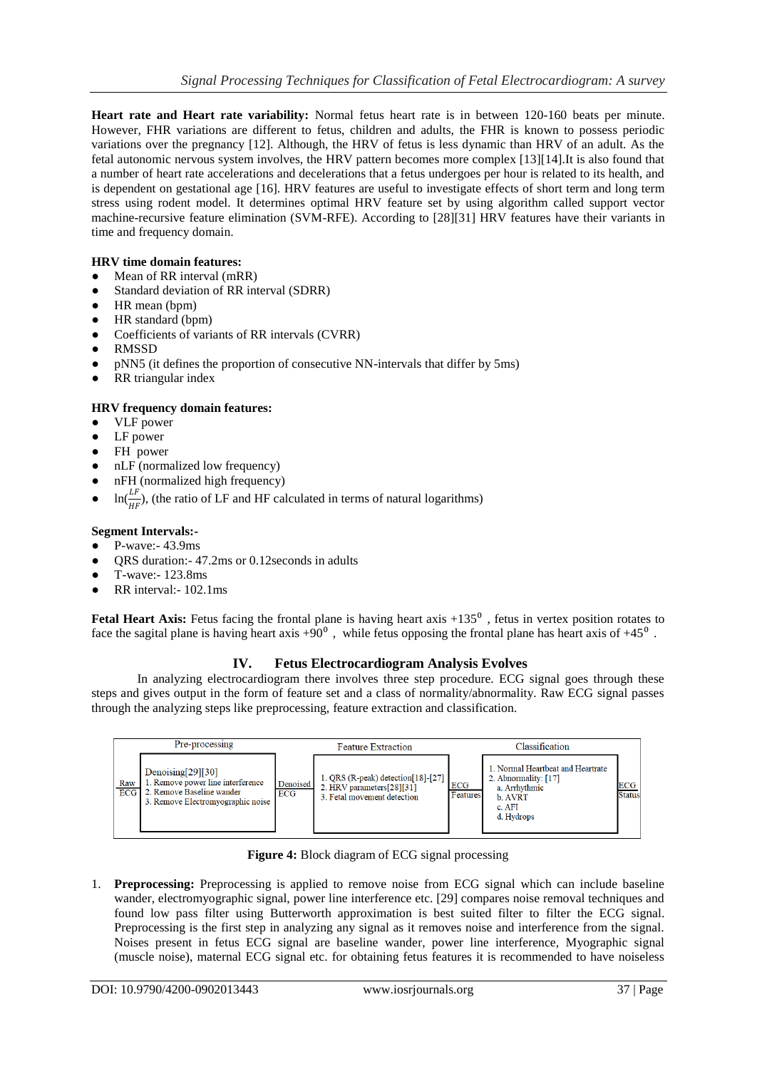**Heart rate and Heart rate variability:** Normal fetus heart rate is in between 120-160 beats per minute. However, FHR variations are different to fetus, children and adults, the FHR is known to possess periodic variations over the pregnancy [12]. Although, the HRV of fetus is less dynamic than HRV of an adult. As the fetal autonomic nervous system involves, the HRV pattern becomes more complex [13][14].It is also found that a number of heart rate accelerations and decelerations that a fetus undergoes per hour is related to its health, and is dependent on gestational age [16]. HRV features are useful to investigate effects of short term and long term stress using rodent model. It determines optimal HRV feature set by using algorithm called support vector machine-recursive feature elimination (SVM-RFE). According to [28][31] HRV features have their variants in time and frequency domain.

**HRV time domain features:**

- Mean of RR interval (mRR)
- Standard deviation of RR interval (SDRR)
- HR mean (bpm)
- HR standard (bpm)
- Coefficients of variants of RR intervals (CVRR)
- RMSSD
- pNN5 (it defines the proportion of consecutive NN-intervals that differ by 5ms)
- RR triangular index

**HRV frequency domain features:**

- VLF power
- LF power
- FH power
- nLF (normalized low frequency)
- nFH (normalized high frequency)
- $\ln(\frac{LF}{HF})$, (the ratio of LF and HF calculated in terms of natural logarithms)

**Segment Intervals:-**

- P-wave:- 43.9ms
- QRS duration:- 47.2ms or 0.12seconds in adults
- T-wave:- 123.8ms
- RR interval:- 102.1ms

**Fetal Heart Axis:** Fetus facing the frontal plane is having heart axis $+135^0$ , fetus in vertex position rotates to face the sagital plane is having heart axis $+90^0$ , while fetus opposing the frontal plane has heart axis of $+45^0$ .

## IV. Fetus Electrocardiogram Analysis Evolves

In analyzing electrocardiogram there involves three step procedure. ECG signal goes through these steps and gives output in the form of feature set and a class of normality/abnormality. Raw ECG signal passes through the analyzing steps like preprocessing, feature extraction and classification.

| Raw ECG → | Pre-processing | → Denoised ECG → | Feature Extraction | → ECG Features → | Classification | → ECG Status |
|---|---|---|---|---|---|---|
| | Denoising[29][30]<br>1. Remove power line interference<br>2. Remove Baseline wander<br>3. Remove Electromyographic noise | | 1. QRS (R-peak) detection[18]-[27]<br>2. HRV parameters[28][31]<br>3. Fetal movement detection | | 1. Normal Heartbeat and Heartrate<br>2. Abnormality: [17]<br>a. Arrhythmic<br>b. AVRT<br>c. AFI<br>d. Hydrops | |

**Figure 4:** Block diagram of ECG signal processing

1. **Preprocessing:** Preprocessing is applied to remove noise from ECG signal which can include baseline wander, electromyographic signal, power line interference etc. [29] compares noise removal techniques and found low pass filter using Butterworth approximation is best suited filter to filter the ECG signal. Preprocessing is the first step in analyzing any signal as it removes noise and interference from the signal. Noises present in fetus ECG signal are baseline wander, power line interference, Myographic signal (muscle noise), maternal ECG signal etc. for obtaining fetus features it is recommended to have noiseless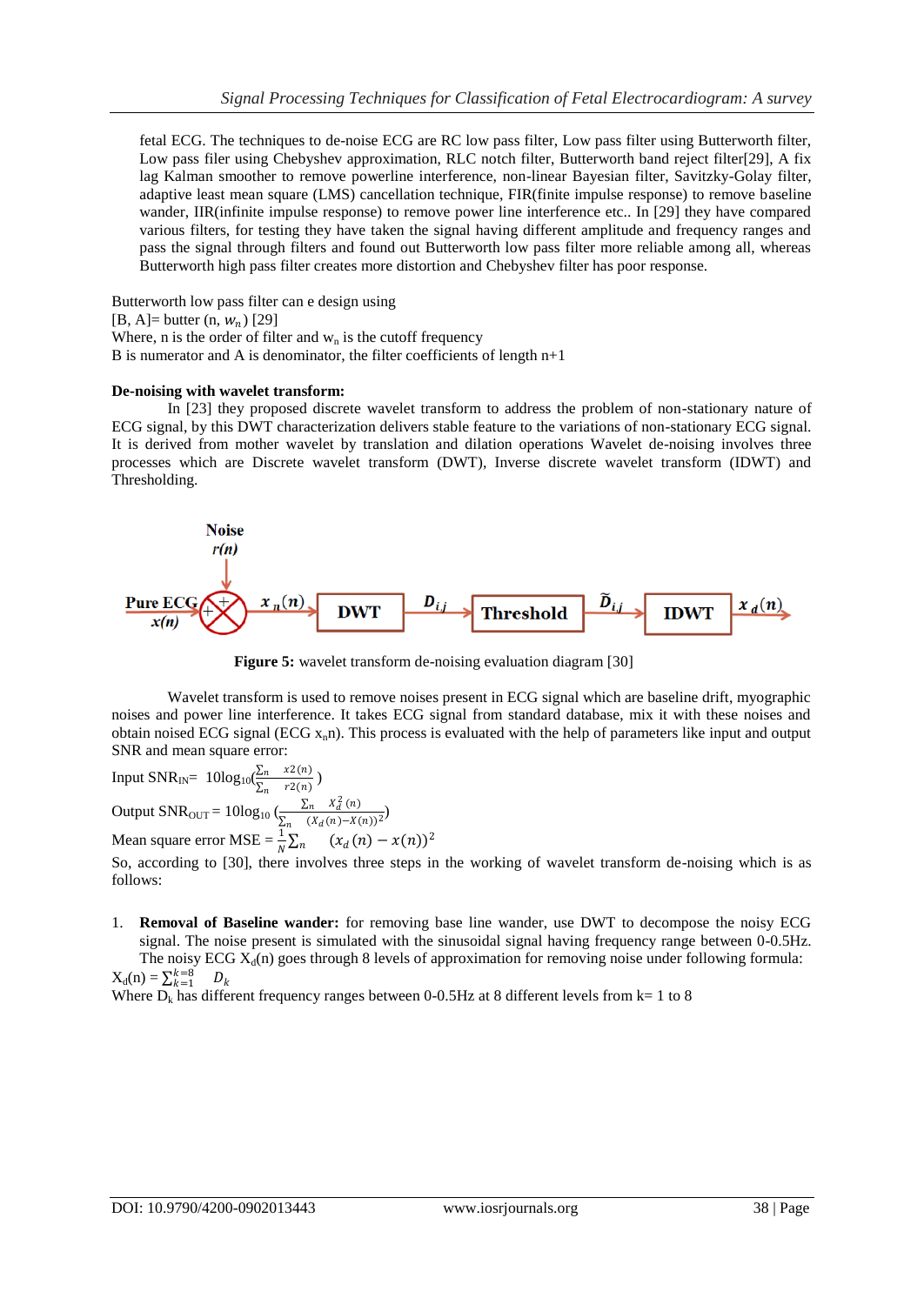fetal ECG. The techniques to de-noise ECG are RC low pass filter, Low pass filter using Butterworth filter, Low pass filer using Chebyshev approximation, RLC notch filter, Butterworth band reject filter[29], A fix lag Kalman smoother to remove powerline interference, non-linear Bayesian filter, Savitzky-Golay filter, adaptive least mean square (LMS) cancellation technique, FIR(finite impulse response) to remove baseline wander, IIR(infinite impulse response) to remove power line interference etc.. In [29] they have compared various filters, for testing they have taken the signal having different amplitude and frequency ranges and pass the signal through filters and found out Butterworth low pass filter more reliable among all, whereas Butterworth high pass filter creates more distortion and Chebyshev filter has poor response.

Butterworth low pass filter can e design using
[B, A]= butter (n, $w_n$) [29]
Where, n is the order of filter and $w_n$ is the cutoff frequency
B is numerator and A is denominator, the filter coefficients of length n+1

**De-noising with wavelet transform:**

In [23] they proposed discrete wavelet transform to address the problem of non-stationary nature of ECG signal, by this DWT characterization delivers stable feature to the variations of non-stationary ECG signal. It is derived from mother wavelet by translation and dilation operations Wavelet de-noising involves three processes which are Discrete wavelet transform (DWT), Inverse discrete wavelet transform (IDWT) and Thresholding.

**Figure 5:** wavelet transform de-noising evaluation diagram [30]

Wavelet transform is used to remove noises present in ECG signal which are baseline drift, myographic noises and power line interference. It takes ECG signal from standard database, mix it with these noises and obtain noised ECG signal (ECG $x_n$n). This process is evaluated with the help of parameters like input and output SNR and mean square error:

Input $SNR_{IN}$= $10\log_{10}\left(\frac{\sum_n x2(n)}{\sum_n r2(n)}\right)$

Output $SNR_{OUT}$ = $10\log_{10}\left(\frac{\sum_n X_d^2(n)}{\sum_n (X_d(n)-X(n))^2}\right)$

Mean square error MSE = $\frac{1}{N}\sum_n (x_d(n) - x(n))^2$

So, according to [30], there involves three steps in the working of wavelet transform de-noising which is as follows:

1. **Removal of Baseline wander:** for removing base line wander, use DWT to decompose the noisy ECG signal. The noise present is simulated with the sinusoidal signal having frequency range between 0-0.5Hz. The noisy ECG $X_d$(n) goes through 8 levels of approximation for removing noise under following formula:

$X_d(n) = \sum_{k=1}^{k=8} D_k$

Where $D_k$ has different frequency ranges between 0-0.5Hz at 8 different levels from k= 1 to 8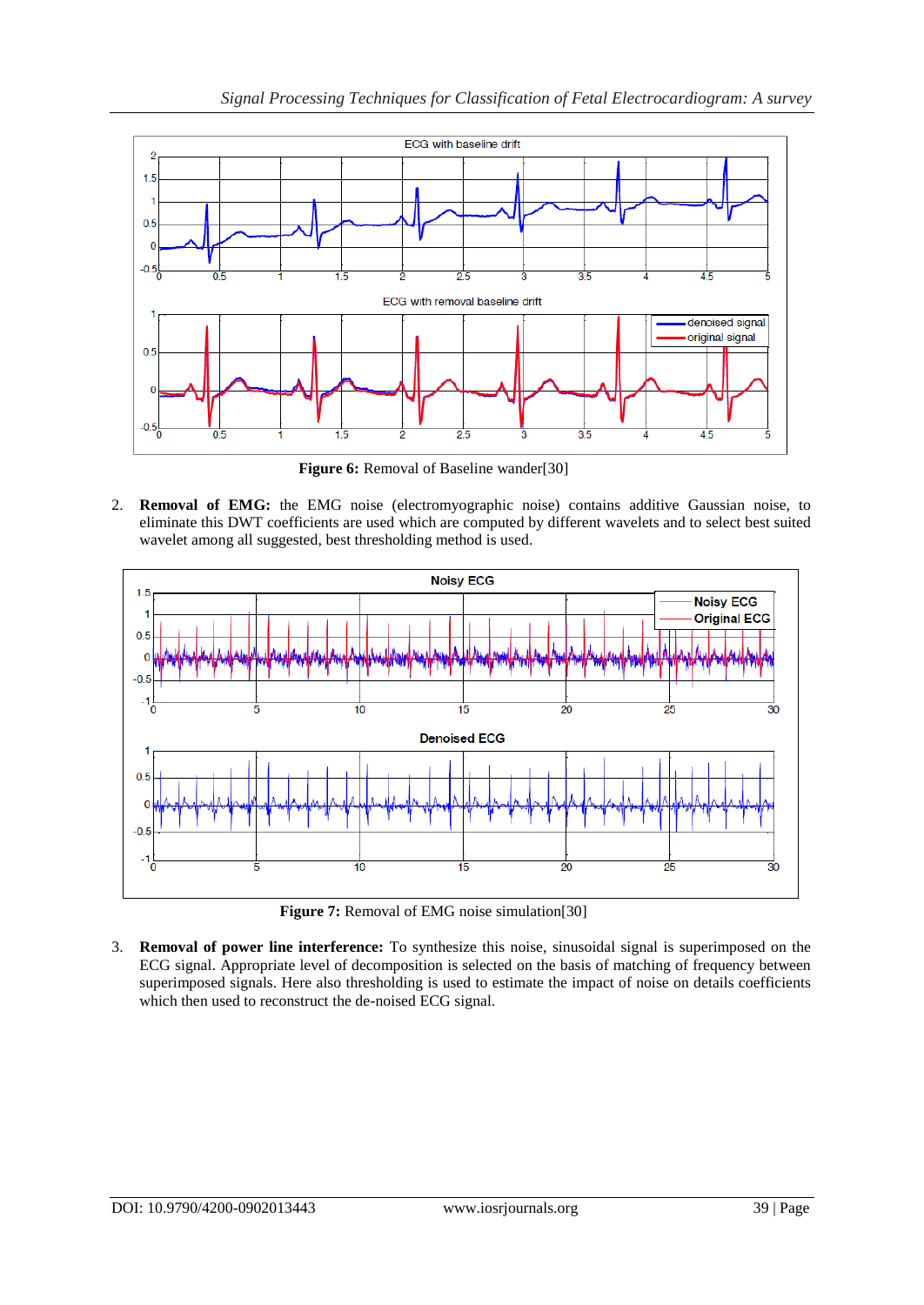**Figure 6:** Removal of Baseline wander[30]

2. **Removal of EMG:** the EMG noise (electromyographic noise) contains additive Gaussian noise, to eliminate this DWT coefficients are used which are computed by different wavelets and to select best suited wavelet among all suggested, best thresholding method is used.

**Figure 7:** Removal of EMG noise simulation[30]

3. **Removal of power line interference:** To synthesize this noise, sinusoidal signal is superimposed on the ECG signal. Appropriate level of decomposition is selected on the basis of matching of frequency between superimposed signals. Here also thresholding is used to estimate the impact of noise on details coefficients which then used to reconstruct the de-noised ECG signal.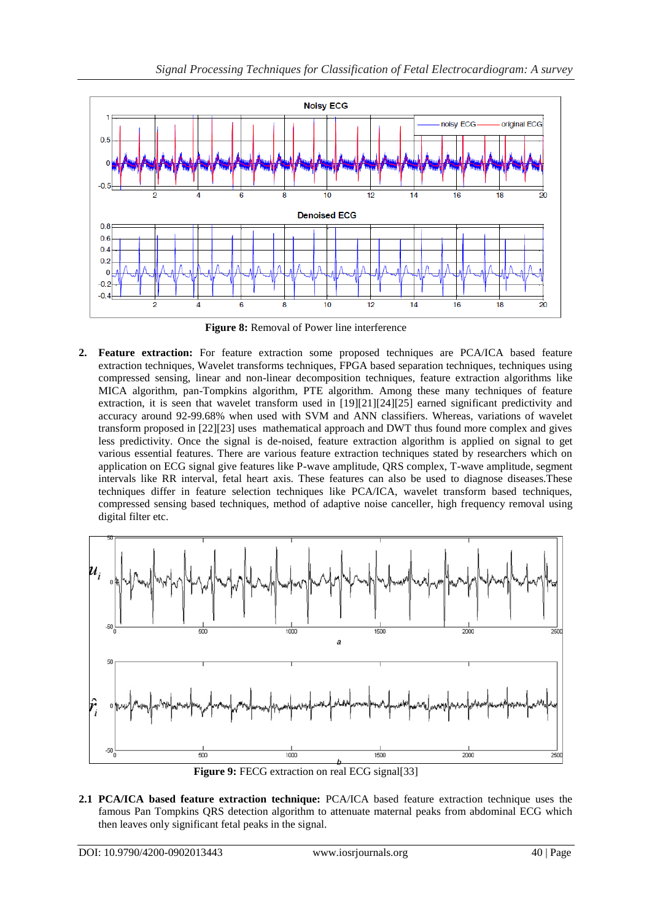**Figure 8:** Removal of Power line interference

2. **Feature extraction:** For feature extraction some proposed techniques are PCA/ICA based feature extraction techniques, Wavelet transforms techniques, FPGA based separation techniques, techniques using compressed sensing, linear and non-linear decomposition techniques, feature extraction algorithms like MICA algorithm, pan-Tompkins algorithm, PTE algorithm. Among these many techniques of feature extraction, it is seen that wavelet transform used in [19][21][24][25] earned significant predictivity and accuracy around 92-99.68% when used with SVM and ANN classifiers. Whereas, variations of wavelet transform proposed in [22][23] uses mathematical approach and DWT thus found more complex and gives less predictivity. Once the signal is de-noised, feature extraction algorithm is applied on signal to get various essential features. There are various feature extraction techniques stated by researchers which on application on ECG signal give features like P-wave amplitude, QRS complex, T-wave amplitude, segment intervals like RR interval, fetal heart axis. These features can also be used to diagnose diseases.These techniques differ in feature selection techniques like PCA/ICA, wavelet transform based techniques, compressed sensing based techniques, method of adaptive noise canceller, high frequency removal using digital filter etc.

**Figure 9:** FECG extraction on real ECG signal[33]

**2.1 PCA/ICA based feature extraction technique:** PCA/ICA based feature extraction technique uses the famous Pan Tompkins QRS detection algorithm to attenuate maternal peaks from abdominal ECG which then leaves only significant fetal peaks in the signal.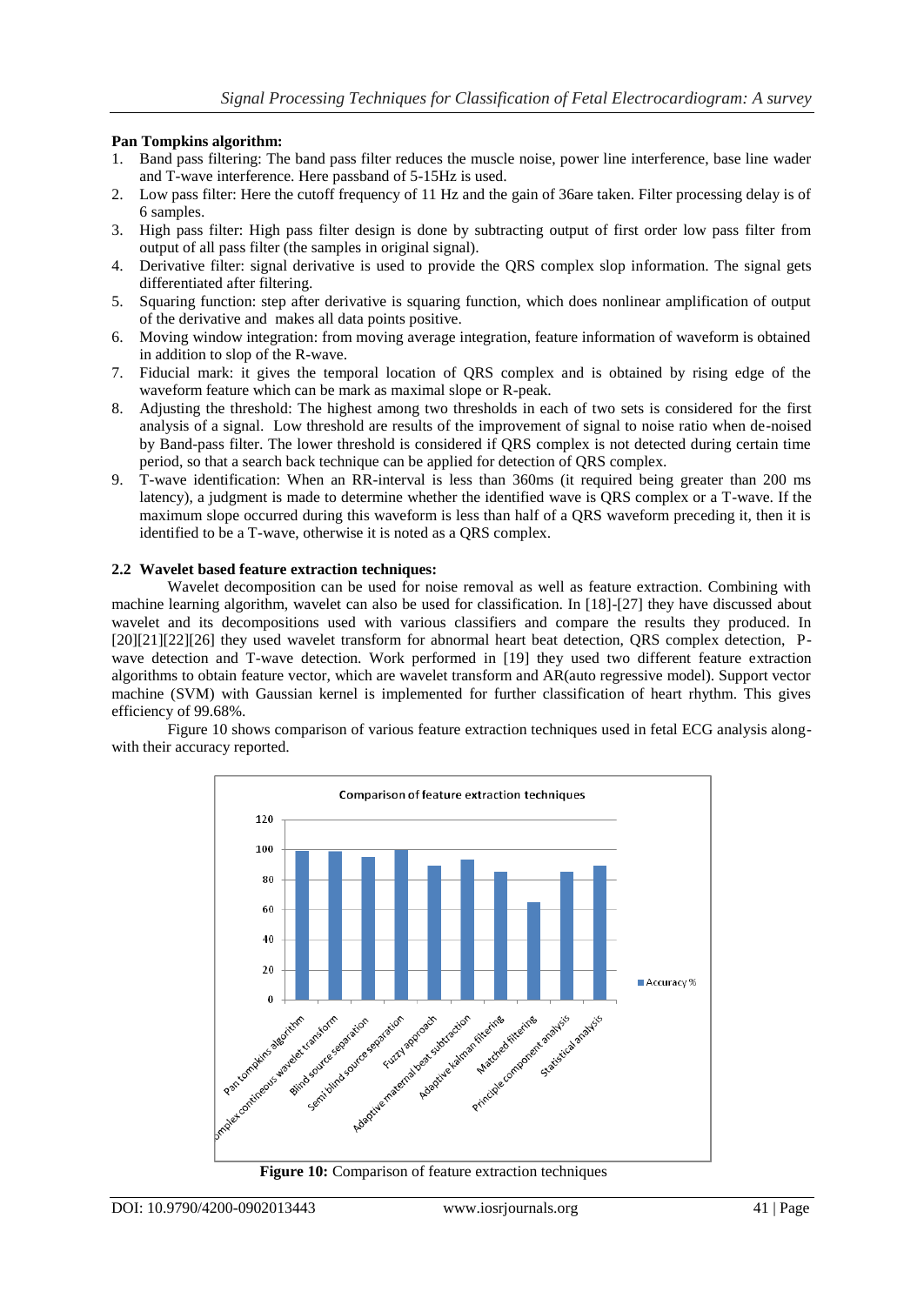**Pan Tompkins algorithm:**

1. Band pass filtering: The band pass filter reduces the muscle noise, power line interference, base line wader and T-wave interference. Here passband of 5-15Hz is used.
2. Low pass filter: Here the cutoff frequency of 11 Hz and the gain of 36are taken. Filter processing delay is of 6 samples.
3. High pass filter: High pass filter design is done by subtracting output of first order low pass filter from output of all pass filter (the samples in original signal).
4. Derivative filter: signal derivative is used to provide the QRS complex slop information. The signal gets differentiated after filtering.
5. Squaring function: step after derivative is squaring function, which does nonlinear amplification of output of the derivative and makes all data points positive.
6. Moving window integration: from moving average integration, feature information of waveform is obtained in addition to slop of the R-wave.
7. Fiducial mark: it gives the temporal location of QRS complex and is obtained by rising edge of the waveform feature which can be mark as maximal slope or R-peak.
8. Adjusting the threshold: The highest among two thresholds in each of two sets is considered for the first analysis of a signal. Low threshold are results of the improvement of signal to noise ratio when de-noised by Band-pass filter. The lower threshold is considered if QRS complex is not detected during certain time period, so that a search back technique can be applied for detection of QRS complex.
9. T-wave identification: When an RR-interval is less than 360ms (it required being greater than 200 ms latency), a judgment is made to determine whether the identified wave is QRS complex or a T-wave. If the maximum slope occurred during this waveform is less than half of a QRS waveform preceding it, then it is identified to be a T-wave, otherwise it is noted as a QRS complex.

### 2.2 Wavelet based feature extraction techniques:

Wavelet decomposition can be used for noise removal as well as feature extraction. Combining with machine learning algorithm, wavelet can also be used for classification. In [18]-[27] they have discussed about wavelet and its decompositions used with various classifiers and compare the results they produced. In [20][21][22][26] they used wavelet transform for abnormal heart beat detection, QRS complex detection, P-wave detection and T-wave detection. Work performed in [19] they used two different feature extraction algorithms to obtain feature vector, which are wavelet transform and AR(auto regressive model). Support vector machine (SVM) with Gaussian kernel is implemented for further classification of heart rhythm. This gives efficiency of 99.68%.

Figure 10 shows comparison of various feature extraction techniques used in fetal ECG analysis along-with their accuracy reported.

**Figure 10:** Comparison of feature extraction techniques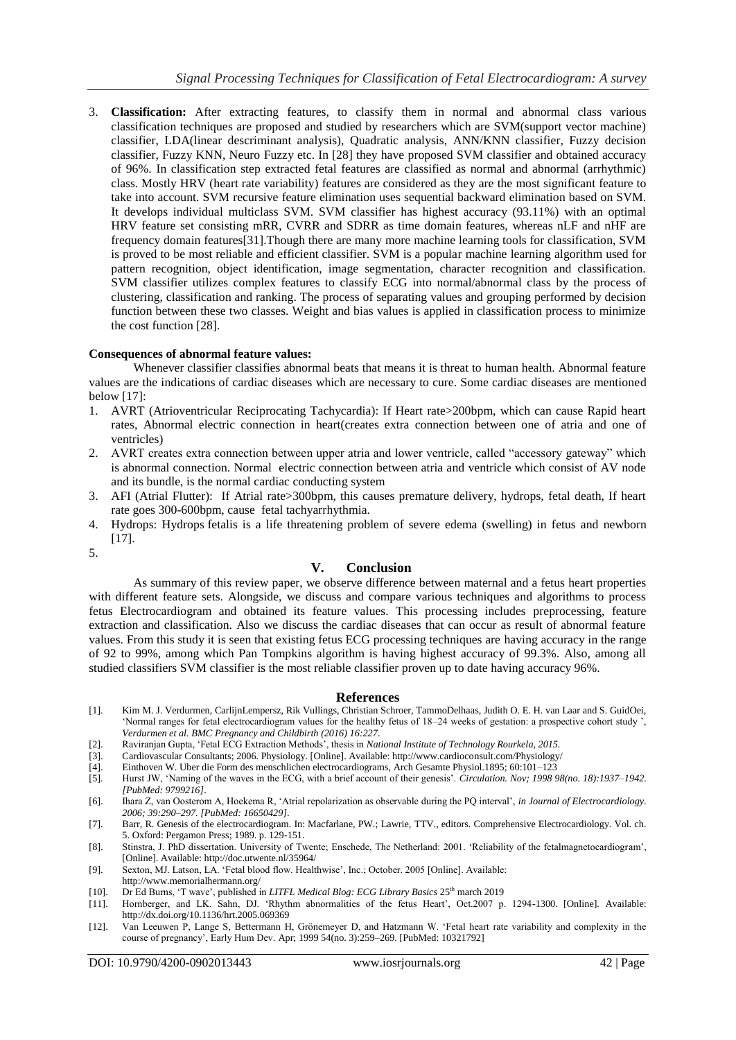3. **Classification:** After extracting features, to classify them in normal and abnormal class various classification techniques are proposed and studied by researchers which are SVM(support vector machine) classifier, LDA(linear descriminant analysis), Quadratic analysis, ANN/KNN classifier, Fuzzy decision classifier, Fuzzy KNN, Neuro Fuzzy etc. In [28] they have proposed SVM classifier and obtained accuracy of 96%. In classification step extracted fetal features are classified as normal and abnormal (arrhythmic) class. Mostly HRV (heart rate variability) features are considered as they are the most significant feature to take into account. SVM recursive feature elimination uses sequential backward elimination based on SVM. It develops individual multiclass SVM. SVM classifier has highest accuracy (93.11%) with an optimal HRV feature set consisting mRR, CVRR and SDRR as time domain features, whereas nLF and nHF are frequency domain features[31].Though there are many more machine learning tools for classification, SVM is proved to be most reliable and efficient classifier. SVM is a popular machine learning algorithm used for pattern recognition, object identification, image segmentation, character recognition and classification. SVM classifier utilizes complex features to classify ECG into normal/abnormal class by the process of clustering, classification and ranking. The process of separating values and grouping performed by decision function between these two classes. Weight and bias values is applied in classification process to minimize the cost function [28].

**Consequences of abnormal feature values:**

Whenever classifier classifies abnormal beats that means it is threat to human health. Abnormal feature values are the indications of cardiac diseases which are necessary to cure. Some cardiac diseases are mentioned below [17]:

1. AVRT (Atrioventricular Reciprocating Tachycardia): If Heart rate>200bpm, which can cause Rapid heart rates, Abnormal electric connection in heart(creates extra connection between one of atria and one of ventricles)
2. AVRT creates extra connection between upper atria and lower ventricle, called "accessory gateway" which is abnormal connection. Normal electric connection between atria and ventricle which consist of AV node and its bundle, is the normal cardiac conducting system
3. AFI (Atrial Flutter): If Atrial rate>300bpm, this causes premature delivery, hydrops, fetal death, If heart rate goes 300-600bpm, cause fetal tachyarrhythmia.
4. Hydrops: Hydrops fetalis is a life threatening problem of severe edema (swelling) in fetus and newborn [17].
5.

## V. Conclusion

As summary of this review paper, we observe difference between maternal and a fetus heart properties with different feature sets. Alongside, we discuss and compare various techniques and algorithms to process fetus Electrocardiogram and obtained its feature values. This processing includes preprocessing, feature extraction and classification. Also we discuss the cardiac diseases that can occur as result of abnormal feature values. From this study it is seen that existing fetus ECG processing techniques are having accuracy in the range of 92 to 99%, among which Pan Tompkins algorithm is having highest accuracy of 99.3%. Also, among all studied classifiers SVM classifier is the most reliable classifier proven up to date having accuracy 96%.

## References

[1]. Kim M. J. Verdurmen, CarlijnLempersz, Rik Vullings, Christian Schroer, TammoDelhaas, Judith O. E. H. van Laar and S. GuidOei, 'Normal ranges for fetal electrocardiogram values for the healthy fetus of 18–24 weeks of gestation: a prospective cohort study ', *Verdurmen et al. BMC Pregnancy and Childbirth (2016) 16:227*.

[2]. Raviranjan Gupta, 'Fetal ECG Extraction Methods', thesis in *National Institute of Technology Rourkela, 2015.*

[3]. Cardiovascular Consultants; 2006. Physiology. [Online]. Available: http://www.cardioconsult.com/Physiology/

[4]. Einthoven W. Uber die Form des menschlichen electrocardiograms, Arch Gesamte Physiol.1895; 60:101–123

[5]. Hurst JW, 'Naming of the waves in the ECG, with a brief account of their genesis'. *Circulation. Nov; 1998 98(no. 18):1937–1942. [PubMed: 9799216].*

[6]. Ihara Z, van Oosterom A, Hoekema R, 'Atrial repolarization as observable during the PQ interval', *in Journal of Electrocardiology. 2006; 39:290–297. [PubMed: 16650429].*

[7]. Barr, R. Genesis of the electrocardiogram. In: Macfarlane, PW.; Lawrie, TTV., editors. Comprehensive Electrocardiology. Vol. ch. 5. Oxford: Pergamon Press; 1989. p. 129-151.

[8]. Stinstra, J. PhD dissertation. University of Twente; Enschede, The Netherland: 2001. 'Reliability of the fetalmagnetocardiogram', [Online]. Available: http://doc.utwente.nl/35964/

[9]. Sexton, MJ. Latson, LA. 'Fetal blood flow. Healthwise', Inc.; October. 2005 [Online]. Available: http://www.memorialhermann.org/

[10]. Dr Ed Burns, 'T wave', published in *LITFL Medical Blog: ECG Library Basics* 25th march 2019

[11]. Hornberger, and LK. Sahn, DJ. 'Rhythm abnormalities of the fetus Heart', Oct.2007 p. 1294-1300. [Online]. Available: http://dx.doi.org/10.1136/hrt.2005.069369

[12]. Van Leeuwen P, Lange S, Bettermann H, Grönemeyer D, and Hatzmann W. 'Fetal heart rate variability and complexity in the course of pregnancy', Early Hum Dev. Apr; 1999 54(no. 3):259–269. [PubMed: 10321792]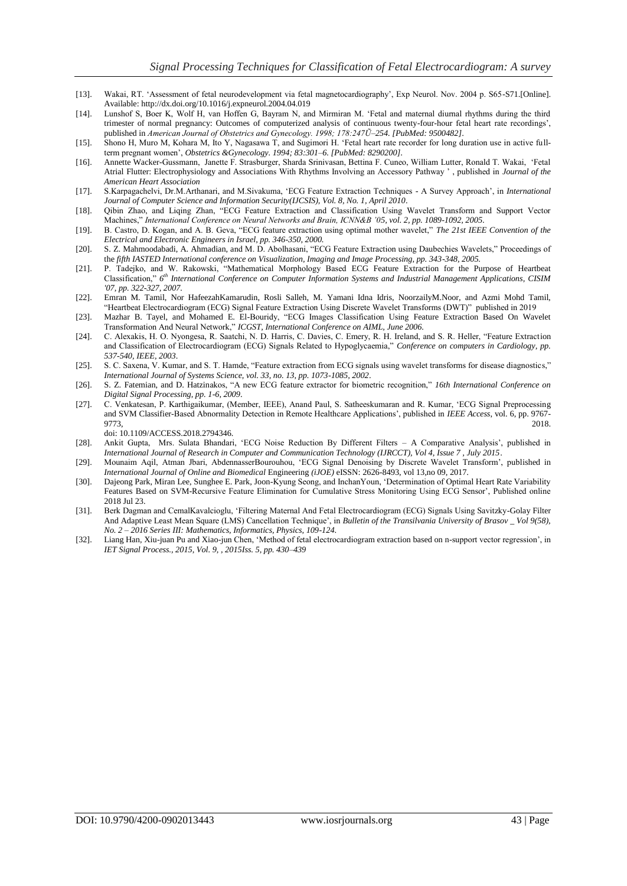[13]. Wakai, RT. 'Assessment of fetal neurodevelopment via fetal magnetocardiography', Exp Neurol. Nov. 2004 p. S65-S71.[Online]. Available: http://dx.doi.org/10.1016/j.expneurol.2004.04.019

[14]. Lunshof S, Boer K, Wolf H, van Hoffen G, Bayram N, and Mirmiran M. 'Fetal and maternal diurnal rhythms during the third trimester of normal pregnancy: Outcomes of computerized analysis of continuous twenty-four-hour fetal heart rate recordings', published in *American Journal of Obstetrics and Gynecology. 1998; 178:247Ű–254. [PubMed: 9500482].*

[15]. Shono H, Muro M, Kohara M, Ito Y, Nagasawa T, and Sugimori H. 'Fetal heart rate recorder for long duration use in active full-term pregnant women', *Obstetrics &Gynecology. 1994; 83:301–6. [PubMed: 8290200].*

[16]. Annette Wacker-Gussmann, Janette F. Strasburger, Sharda Srinivasan, Bettina F. Cuneo, William Lutter, Ronald T. Wakai, 'Fetal Atrial Flutter: Electrophysiology and Associations With Rhythms Involving an Accessory Pathway ' , published in *Journal of the American Heart Association*

[17]. S.Karpagachelvi, Dr.M.Arthanari, and M.Sivakuma, 'ECG Feature Extraction Techniques - A Survey Approach', in *International Journal of Computer Science and Information Security(IJCSIS), Vol. 8, No. 1, April 2010*.

[18]. Qibin Zhao, and Liqing Zhan, "ECG Feature Extraction and Classification Using Wavelet Transform and Support Vector Machines," *International Conference on Neural Networks and Brain, ICNN&B '05, vol. 2, pp. 1089-1092, 2005.*

[19]. B. Castro, D. Kogan, and A. B. Geva, "ECG feature extraction using optimal mother wavelet," *The 21st IEEE Convention of the Electrical and Electronic Engineers in Israel, pp. 346-350, 2000.*

[20]. S. Z. Mahmoodabadi, A. Ahmadian, and M. D. Abolhasani, "ECG Feature Extraction using Daubechies Wavelets," Proceedings of the *fifth IASTED International conference on Visualization, Imaging and Image Processing, pp. 343-348, 2005.*

[21]. P. Tadejko, and W. Rakowski, "Mathematical Morphology Based ECG Feature Extraction for the Purpose of Heartbeat Classification," *6th International Conference on Computer Information Systems and Industrial Management Applications, CISIM '07, pp. 322-327, 2007.*

[22]. Emran M. Tamil, Nor HafeezahKamarudin, Rosli Salleh, M. Yamani Idna Idris, NoorzailyM.Noor, and Azmi Mohd Tamil, "Heartbeat Electrocardiogram (ECG) Signal Feature Extraction Using Discrete Wavelet Transforms (DWT)" published in 2019

[23]. Mazhar B. Tayel, and Mohamed E. El-Bouridy, "ECG Images Classification Using Feature Extraction Based On Wavelet Transformation And Neural Network," *ICGST, International Conference on AIML, June 2006.*

[24]. C. Alexakis, H. O. Nyongesa, R. Saatchi, N. D. Harris, C. Davies, C. Emery, R. H. Ireland, and S. R. Heller, "Feature Extraction and Classification of Electrocardiogram (ECG) Signals Related to Hypoglycaemia," *Conference on computers in Cardiology, pp. 537-540, IEEE, 2003.*

[25]. S. C. Saxena, V. Kumar, and S. T. Hamde, "Feature extraction from ECG signals using wavelet transforms for disease diagnostics," *International Journal of Systems Science, vol. 33, no. 13, pp. 1073-1085, 2002.*

[26]. S. Z. Fatemian, and D. Hatzinakos, "A new ECG feature extractor for biometric recognition," *16th International Conference on Digital Signal Processing, pp. 1-6, 2009.*

[27]. C. Venkatesan, P. Karthigaikumar, (Member, IEEE), Anand Paul, S. Satheeskumaran and R. Kumar, 'ECG Signal Preprocessing and SVM Classifier-Based Abnormality Detection in Remote Healthcare Applications', published in *IEEE Access*, vol. 6, pp. 9767-9773, 2018. doi: 10.1109/ACCESS.2018.2794346.

[28]. Ankit Gupta, Mrs. Sulata Bhandari, 'ECG Noise Reduction By Different Filters – A Comparative Analysis', published in *International Journal of Research in Computer and Communication Technology (IJRCCT), Vol 4, Issue 7 , July 2015*.

[29]. Mounaim Aqil, Atman Jbari, AbdennasserBourouhou, 'ECG Signal Denoising by Discrete Wavelet Transform', published in *International Journal of Online and Biomedical* Engineering *(iJOE)* eISSN: 2626-8493, vol 13,no 09, 2017.

[30]. Dajeong Park, Miran Lee, Sunghee E. Park, Joon-Kyung Seong, and InchanYoun, 'Determination of Optimal Heart Rate Variability Features Based on SVM-Recursive Feature Elimination for Cumulative Stress Monitoring Using ECG Sensor', Published online 2018 Jul 23.

[31]. Berk Dagman and CemalKavalcioglu, 'Filtering Maternal And Fetal Electrocardiogram (ECG) Signals Using Savitzky-Golay Filter And Adaptive Least Mean Square (LMS) Cancellation Technique', in *Bulletin of the Transilvania University of Brasov _ Vol 9(58), No. 2 – 2016 Series III: Mathematics, Informatics, Physics, 109-124.*

[32]. Liang Han, Xiu-juan Pu and Xiao-jun Chen, 'Method of fetal electrocardiogram extraction based on n-support vector regression', in *IET Signal Process., 2015, Vol. 9, , 2015Iss. 5, pp. 430–439*